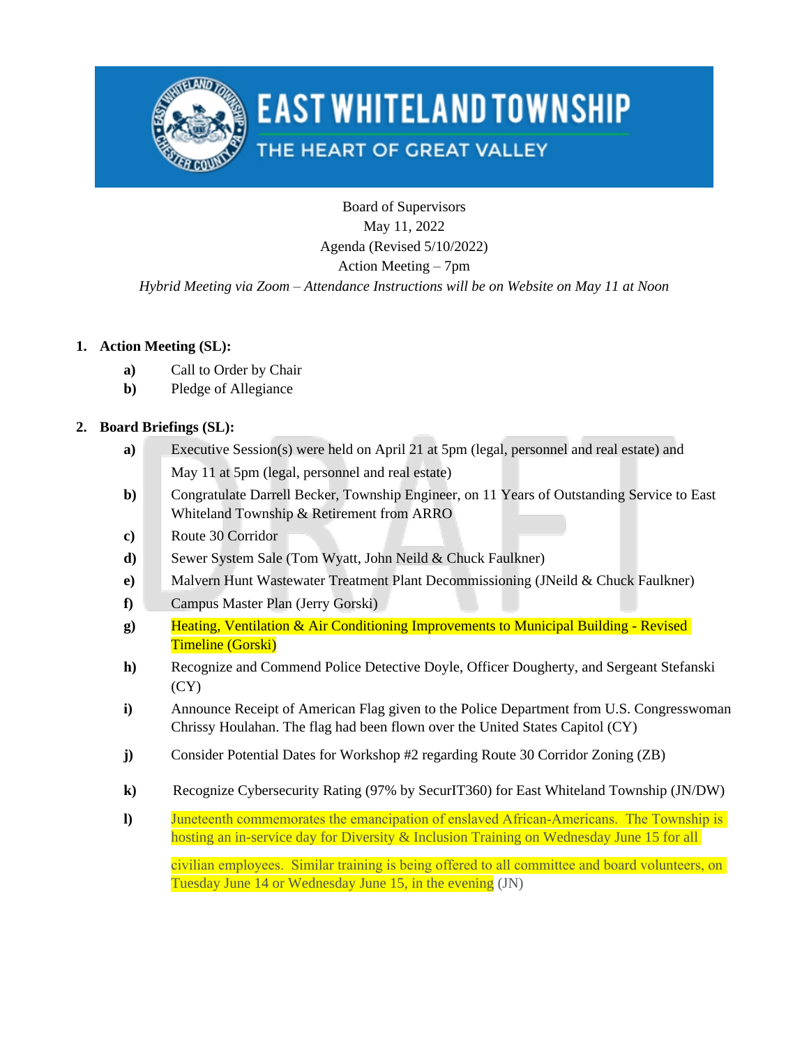# EAST WHITELAND TOWNSHIP

THE HEART OF GREAT VALLEY

Board of Supervisors
May 11, 2022
Agenda (Revised 5/10/2022)
Action Meeting – 7pm
*Hybrid Meeting via Zoom – Attendance Instructions will be on Website on May 11 at Noon*

1. **Action Meeting (SL):**
   - **a)** Call to Order by Chair
   - **b)** Pledge of Allegiance

2. **Board Briefings (SL):**
   - **a)** Executive Session(s) were held on April 21 at 5pm (legal, personnel and real estate) and May 11 at 5pm (legal, personnel and real estate)
   - **b)** Congratulate Darrell Becker, Township Engineer, on 11 Years of Outstanding Service to East Whiteland Township & Retirement from ARRO
   - **c)** Route 30 Corridor
   - **d)** Sewer System Sale (Tom Wyatt, John Neild & Chuck Faulkner)
   - **e)** Malvern Hunt Wastewater Treatment Plant Decommissioning (JNeild & Chuck Faulkner)
   - **f)** Campus Master Plan (Jerry Gorski)
   - **g)** Heating, Ventilation & Air Conditioning Improvements to Municipal Building - Revised Timeline (Gorski)
   - **h)** Recognize and Commend Police Detective Doyle, Officer Dougherty, and Sergeant Stefanski (CY)
   - **i)** Announce Receipt of American Flag given to the Police Department from U.S. Congresswoman Chrissy Houlahan. The flag had been flown over the United States Capitol (CY)
   - **j)** Consider Potential Dates for Workshop #2 regarding Route 30 Corridor Zoning (ZB)
   - **k)** Recognize Cybersecurity Rating (97% by SecurIT360) for East Whiteland Township (JN/DW)
   - **l)** Juneteenth commemorates the emancipation of enslaved African-Americans. The Township is hosting an in-service day for Diversity & Inclusion Training on Wednesday June 15 for all civilian employees. Similar training is being offered to all committee and board volunteers, on Tuesday June 14 or Wednesday June 15, in the evening (JN)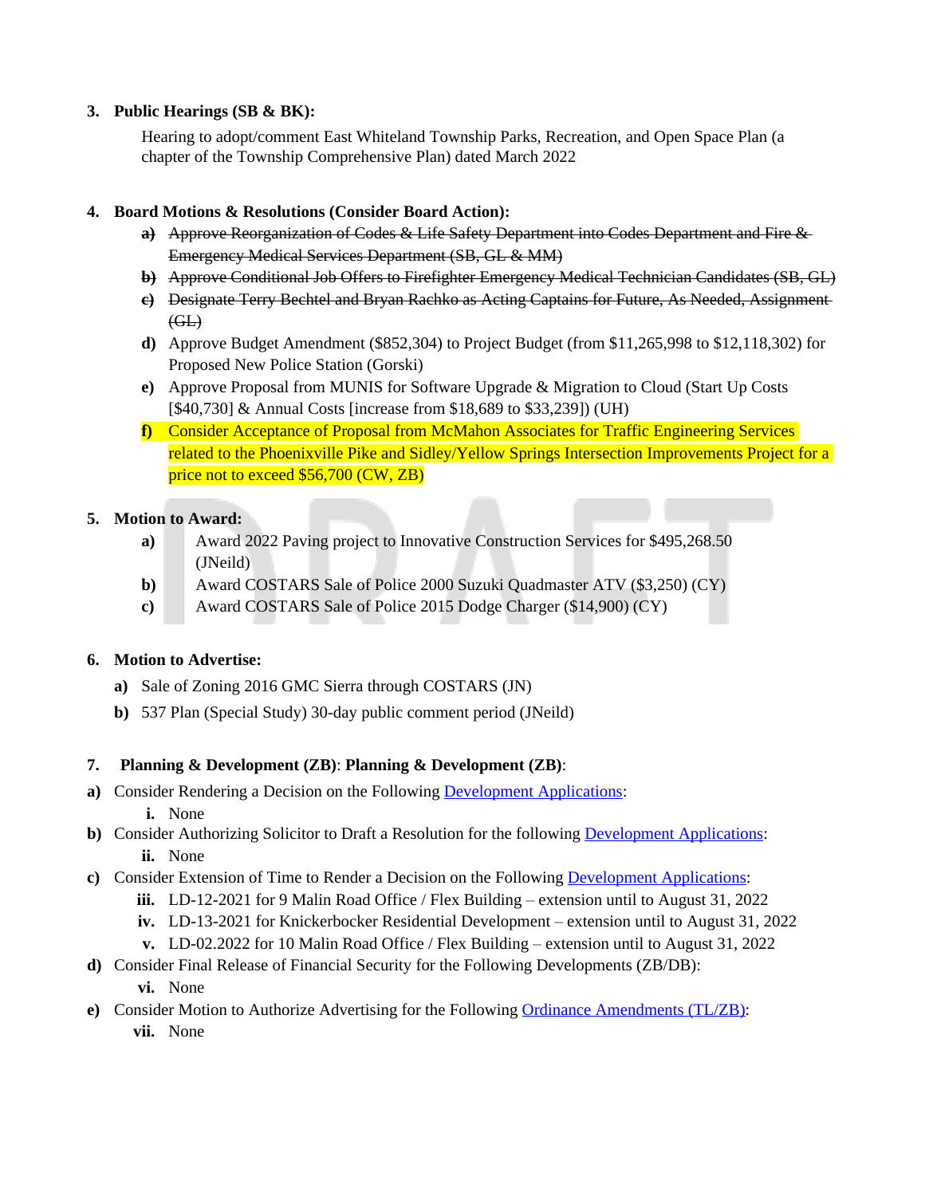3. **Public Hearings (SB & BK):**

   Hearing to adopt/comment East Whiteland Township Parks, Recreation, and Open Space Plan (a chapter of the Township Comprehensive Plan) dated March 2022

4. **Board Motions & Resolutions (Consider Board Action):**
   - ~~a) Approve Reorganization of Codes & Life Safety Department into Codes Department and Fire & Emergency Medical Services Department (SB, GL & MM)~~
   - ~~b) Approve Conditional Job Offers to Firefighter Emergency Medical Technician Candidates (SB, GL)~~
   - ~~c) Designate Terry Bechtel and Bryan Rachko as Acting Captains for Future, As Needed, Assignment (GL)~~
   - **d)** Approve Budget Amendment ($852,304) to Project Budget (from $11,265,998 to $12,118,302) for Proposed New Police Station (Gorski)
   - **e)** Approve Proposal from MUNIS for Software Upgrade & Migration to Cloud (Start Up Costs [$40,730] & Annual Costs [increase from $18,689 to $33,239]) (UH)
   - **f)** Consider Acceptance of Proposal from McMahon Associates for Traffic Engineering Services related to the Phoenixville Pike and Sidley/Yellow Springs Intersection Improvements Project for a price not to exceed $56,700 (CW, ZB)

5. **Motion to Award:**
   - **a)** Award 2022 Paving project to Innovative Construction Services for $495,268.50 (JNeild)
   - **b)** Award COSTARS Sale of Police 2000 Suzuki Quadmaster ATV ($3,250) (CY)
   - **c)** Award COSTARS Sale of Police 2015 Dodge Charger ($14,900) (CY)

6. **Motion to Advertise:**
   - **a)** Sale of Zoning 2016 GMC Sierra through COSTARS (JN)
   - **b)** 537 Plan (Special Study) 30-day public comment period (JNeild)

7. **Planning & Development (ZB)**: **Planning & Development (ZB)**:

**a)** Consider Rendering a Decision on the Following Development Applications:
   - **i.** None

**b)** Consider Authorizing Solicitor to Draft a Resolution for the following Development Applications:
   - **ii.** None

**c)** Consider Extension of Time to Render a Decision on the Following Development Applications:
   - **iii.** LD-12-2021 for 9 Malin Road Office / Flex Building – extension until to August 31, 2022
   - **iv.** LD-13-2021 for Knickerbocker Residential Development – extension until to August 31, 2022
   - **v.** LD-02.2022 for 10 Malin Road Office / Flex Building – extension until to August 31, 2022

**d)** Consider Final Release of Financial Security for the Following Developments (ZB/DB):
   - **vi.** None

**e)** Consider Motion to Authorize Advertising for the Following Ordinance Amendments (TL/ZB):
   - **vii.** None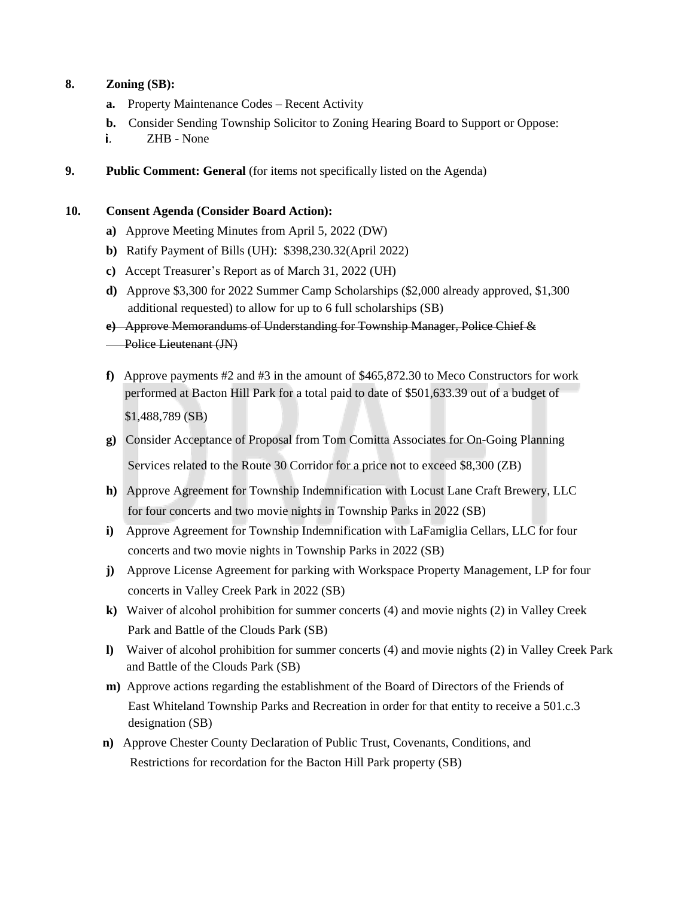**8. Zoning (SB):**

- **a.** Property Maintenance Codes – Recent Activity
- **b.** Consider Sending Township Solicitor to Zoning Hearing Board to Support or Oppose:
  - **i**. ZHB - None

**9. Public Comment: General** (for items not specifically listed on the Agenda)

**10. Consent Agenda (Consider Board Action):**

- **a)** Approve Meeting Minutes from April 5, 2022 (DW)
- **b)** Ratify Payment of Bills (UH): $398,230.32(April 2022)
- **c)** Accept Treasurer's Report as of March 31, 2022 (UH)
- **d)** Approve $3,300 for 2022 Summer Camp Scholarships ($2,000 already approved, $1,300 additional requested) to allow for up to 6 full scholarships (SB)
- ~~**e)** Approve Memorandums of Understanding for Township Manager, Police Chief & Police Lieutenant (JN)~~
- **f)** Approve payments #2 and #3 in the amount of $465,872.30 to Meco Constructors for work performed at Bacton Hill Park for a total paid to date of $501,633.39 out of a budget of $1,488,789 (SB)
- **g)** Consider Acceptance of Proposal from Tom Comitta Associates for On-Going Planning Services related to the Route 30 Corridor for a price not to exceed $8,300 (ZB)
- **h)** Approve Agreement for Township Indemnification with Locust Lane Craft Brewery, LLC for four concerts and two movie nights in Township Parks in 2022 (SB)
- **i)** Approve Agreement for Township Indemnification with LaFamiglia Cellars, LLC for four concerts and two movie nights in Township Parks in 2022 (SB)
- **j)** Approve License Agreement for parking with Workspace Property Management, LP for four concerts in Valley Creek Park in 2022 (SB)
- **k)** Waiver of alcohol prohibition for summer concerts (4) and movie nights (2) in Valley Creek Park and Battle of the Clouds Park (SB)
- **l)** Waiver of alcohol prohibition for summer concerts (4) and movie nights (2) in Valley Creek Park and Battle of the Clouds Park (SB)
- **m)** Approve actions regarding the establishment of the Board of Directors of the Friends of East Whiteland Township Parks and Recreation in order for that entity to receive a 501.c.3 designation (SB)
- **n)** Approve Chester County Declaration of Public Trust, Covenants, Conditions, and Restrictions for recordation for the Bacton Hill Park property (SB)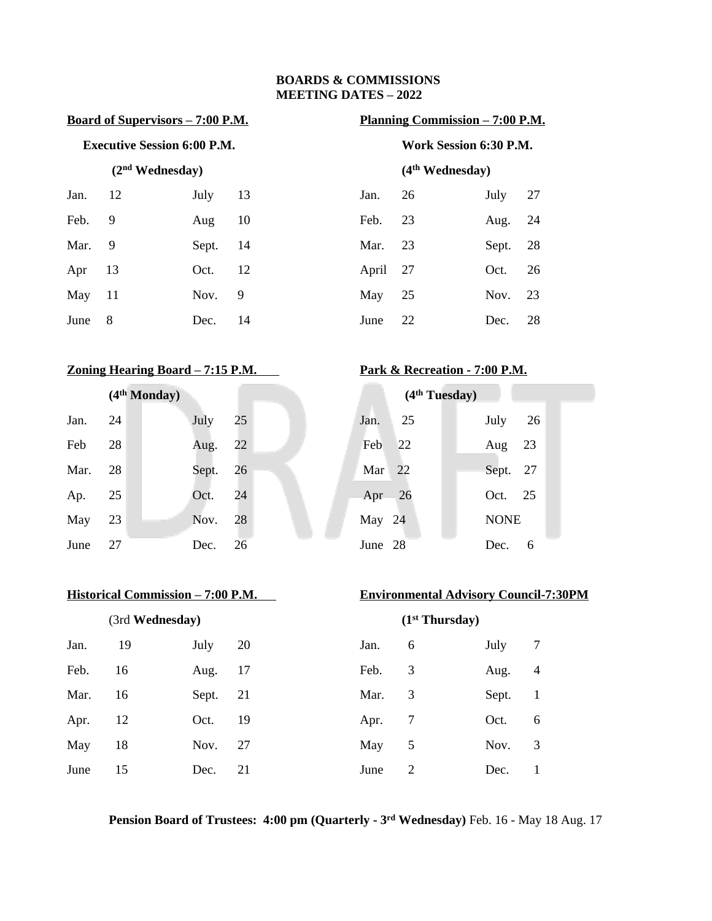**BOARDS & COMMISSIONS**
**MEETING DATES – 2022**

**Board of Supervisors – 7:00 P.M.**

**Executive Session 6:00 P.M.**

**(2nd Wednesday)**

| | | | |
|---|---|---|---|
| Jan. | 12 | July | 13 |
| Feb. | 9 | Aug | 10 |
| Mar. | 9 | Sept. | 14 |
| Apr | 13 | Oct. | 12 |
| May | 11 | Nov. | 9 |
| June | 8 | Dec. | 14 |

**Planning Commission – 7:00 P.M.**

**Work Session 6:30 P.M.**

**(4th Wednesday)**

| | | | |
|---|---|---|---|
| Jan. | 26 | July | 27 |
| Feb. | 23 | Aug. | 24 |
| Mar. | 23 | Sept. | 28 |
| April | 27 | Oct. | 26 |
| May | 25 | Nov. | 23 |
| June | 22 | Dec. | 28 |

**Zoning Hearing Board – 7:15 P.M.**

**(4th Monday)**

| | | | |
|---|---|---|---|
| Jan. | 24 | July | 25 |
| Feb | 28 | Aug. | 22 |
| Mar. | 28 | Sept. | 26 |
| Ap. | 25 | Oct. | 24 |
| May | 23 | Nov. | 28 |
| June | 27 | Dec. | 26 |

**Park & Recreation - 7:00 P.M.**

**(4th Tuesday)**

| | | | |
|---|---|---|---|
| Jan. | 25 | July | 26 |
| Feb | 22 | Aug | 23 |
| Mar | 22 | Sept. | 27 |
| Apr | 26 | Oct. | 25 |
| May | 24 | NONE | |
| June | 28 | Dec. | 6 |

**Historical Commission – 7:00 P.M.**

(3rd **Wednesday)**

| | | | |
|---|---|---|---|
| Jan. | 19 | July | 20 |
| Feb. | 16 | Aug. | 17 |
| Mar. | 16 | Sept. | 21 |
| Apr. | 12 | Oct. | 19 |
| May | 18 | Nov. | 27 |
| June | 15 | Dec. | 21 |

**Environmental Advisory Council-7:30PM**

**(1st Thursday)**

| | | | |
|---|---|---|---|
| Jan. | 6 | July | 7 |
| Feb. | 3 | Aug. | 4 |
| Mar. | 3 | Sept. | 1 |
| Apr. | 7 | Oct. | 6 |
| May | 5 | Nov. | 3 |
| June | 2 | Dec. | 1 |

**Pension Board of Trustees: 4:00 pm (Quarterly - 3rd Wednesday)** Feb. 16 - May 18 Aug. 17